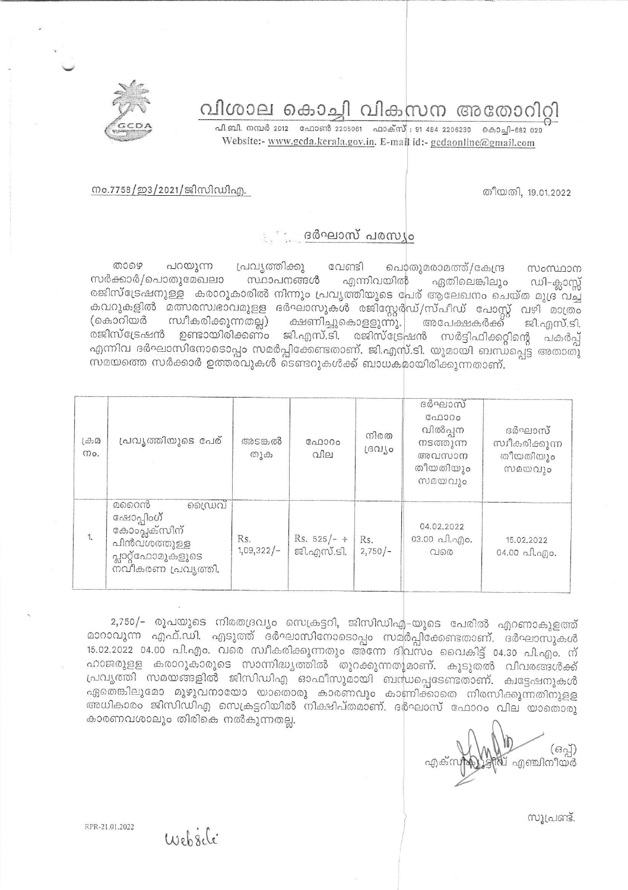# വിശാല കൊച്ചി വികസന അതോറിറ്റി

പി.ബി. നമ്പർ 2012 ഫോൺ 2205061 ഫാക്സ് : 91 484 2206230 കൊച്ചി-682 020
Website:- www.gcda.kerala.gov.in. E-mail id:- gcdaonline@gmail.com

നം.7758/ഇ3/2021/ജിസിഡിഎ. തീയതി, 19.01.2022

## ദർഘാസ് പരസ്യം

താഴെ പറയുന്ന പ്രവൃത്തിക്കു വേണ്ടി പൊതുമരാമത്ത്/കേന്ദ്ര സംസ്ഥാന സർക്കാർ/പൊതുമേഖലാ സ്ഥാപനങ്ങൾ എന്നിവയിൽ ഏതിലെങ്കിലും ഡി-ക്ലാസ്സ് രജിസ്ട്രേഷനുള്ള കരാറുകാരിൽ നിന്നും പ്രവൃത്തിയുടെ പേര് ആലേഖനം ചെയ്ത മുദ്ര വച്ച കവറുകളിൽ മത്സരസ്വഭാവമുള്ള ദർഘാസുകൾ രജിസ്റ്റേർഡ്/സ്പീഡ് പോസ്റ്റ് വഴി മാത്രം (കൊറിയർ സ്വീകരിക്കുന്നതല്ല) ക്ഷണിച്ചുകൊള്ളുന്നു. അപേക്ഷകർക്ക് ജി.എസ്.ടി. രജിസ്ട്രേഷൻ ഉണ്ടായിരിക്കണം ജി.എസ്.ടി. രജിസ്ട്രേഷൻ സർട്ടിഫിക്കറ്റിന്റെ പകർപ്പ് എന്നിവ ദർഘാസിനോടൊപ്പം സമർപ്പിക്കേണ്ടതാണ്. ജി.എസ്.ടി. യുമായി ബന്ധപ്പെട്ട അതാതു സമയത്തെ സർക്കാർ ഉത്തരവുകൾ ടെണ്ടറുകൾക്ക് ബാധകമായിരിക്കുന്നതാണ്.

| ക്രമ നം. | പ്രവൃത്തിയുടെ പേര് | അടങ്കൽ തുക | ഫോറം വില | നിരത ദ്രവ്യം | ദർഘാസ് ഫോറം വിൽപ്പന നടത്തുന്ന അവസാന തീയതിയും സമയവും | ദർഘാസ് സ്വീകരിക്കുന്ന തീയതിയും സമയവും |
|---|---|---|---|---|---|---|
| 1. | മറൈൻ ഡ്രൈവ് ഷോപ്പിംഗ് കോംപ്ലക്സിന് പിൻവശത്തുള്ള പ്ലാറ്റ്ഫോമുകളുടെ നവീകരണ പ്രവൃത്തി. | Rs. 1,09,322/- | Rs. 525/- + ജി.എസ്.ടി. | Rs. 2,750/- | 04.02.2022 03.00 പി.എം. വരെ | 15.02.2022 04.00 പി.എം. |

2,750/- രൂപയുടെ നിരതദ്രവ്യം സെക്രട്ടറി, ജിസിഡിഎ-യുടെ പേരിൽ എറണാകുളത്ത് മാറാവുന്ന എഫ്.ഡി. എടുത്ത് ദർഘാസിനോടൊപ്പം സമർപ്പിക്കേണ്ടതാണ്. ദർഘാസുകൾ 15.02.2022 04.00 പി.എം. വരെ സ്വീകരിക്കുന്നതും അന്നേ ദിവസം വൈകിട്ട് 04.30 പി.എം. ന് ഹാജരുള്ള കരാറുകാരുടെ സാന്നിദ്ധ്യത്തിൽ തുറക്കുന്നതുമാണ്. കൂടുതൽ വിവരങ്ങൾക്ക് പ്രവൃത്തി സമയങ്ങളിൽ ജിസിഡിഎ ഓഫീസുമായി ബന്ധപ്പെടേണ്ടതാണ്. ക്വട്ടേഷനുകൾ ഏതെങ്കിലുമോ മുഴുവനായോ യാതൊരു കാരണവും കാണിക്കാതെ നിരസിക്കുന്നതിനുള്ള അധികാരം ജിസിഡിഎ സെക്രട്ടറിയിൽ നിക്ഷിപ്തമാണ്. ദർഘാസ് ഫോറം വില യാതൊരു കാരണവശാലും തിരികെ നൽകുന്നതല്ല.

(ഒപ്പ്)
എക്സിക്യൂട്ടീവ് എഞ്ചിനീയർ

സൂപ്രണ്ട്.

RPR-21.01.2022

Website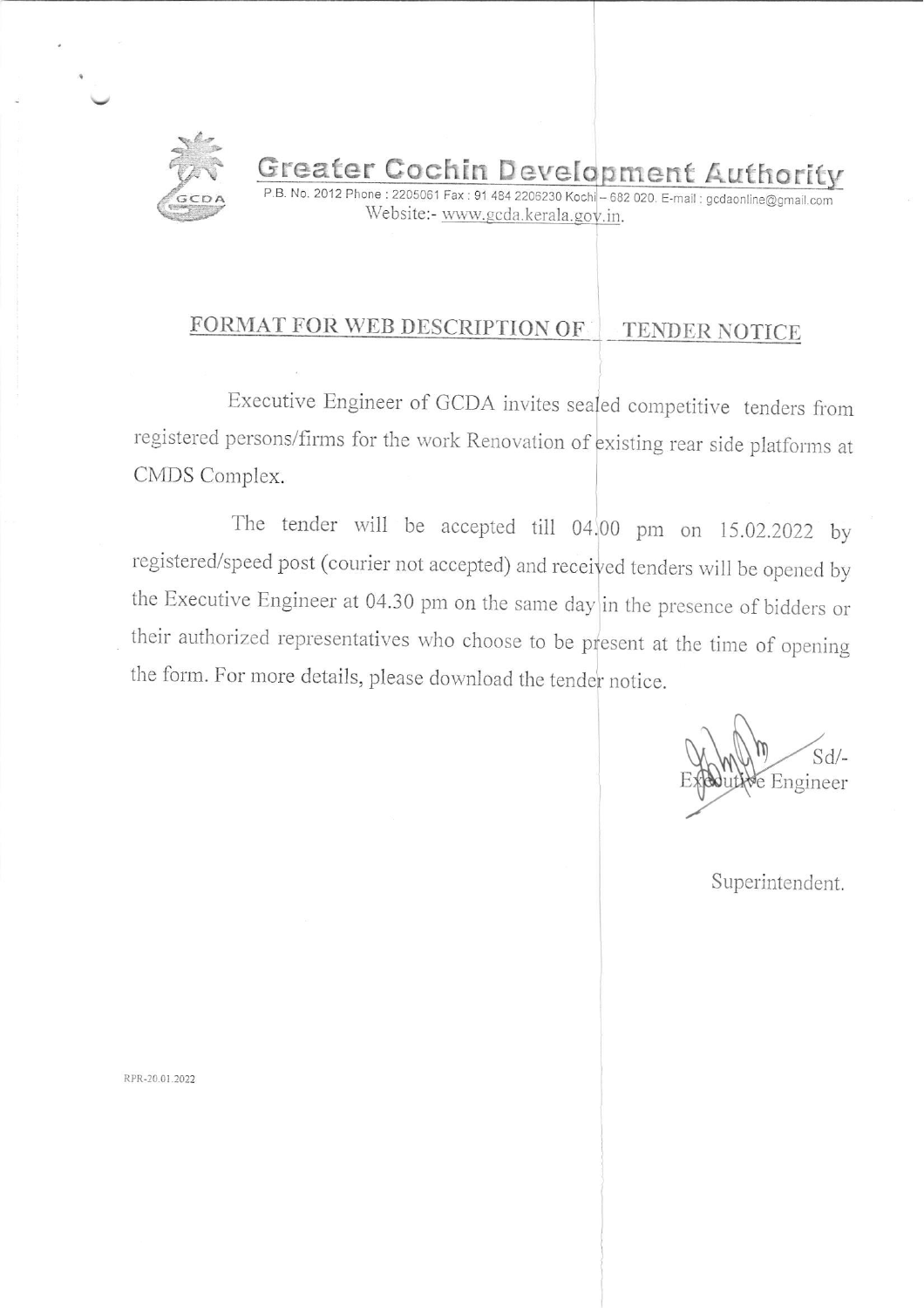# Greater Cochin Development Authority

P.B. No. 2012 Phone : 2205061 Fax : 91 484 2206230 Kochi – 682 020. E-mail : gcdaonline@gmail.com
Website:- www.gcda.kerala.gov.in.

## FORMAT FOR WEB DESCRIPTION OF TENDER NOTICE

Executive Engineer of GCDA invites sealed competitive tenders from registered persons/firms for the work Renovation of existing rear side platforms at CMDS Complex.

The tender will be accepted till 04.00 pm on 15.02.2022 by registered/speed post (courier not accepted) and received tenders will be opened by the Executive Engineer at 04.30 pm on the same day in the presence of bidders or their authorized representatives who choose to be present at the time of opening the form. For more details, please download the tender notice.

Sd/-
Executive Engineer

Superintendent.

RPR-20.01.2022